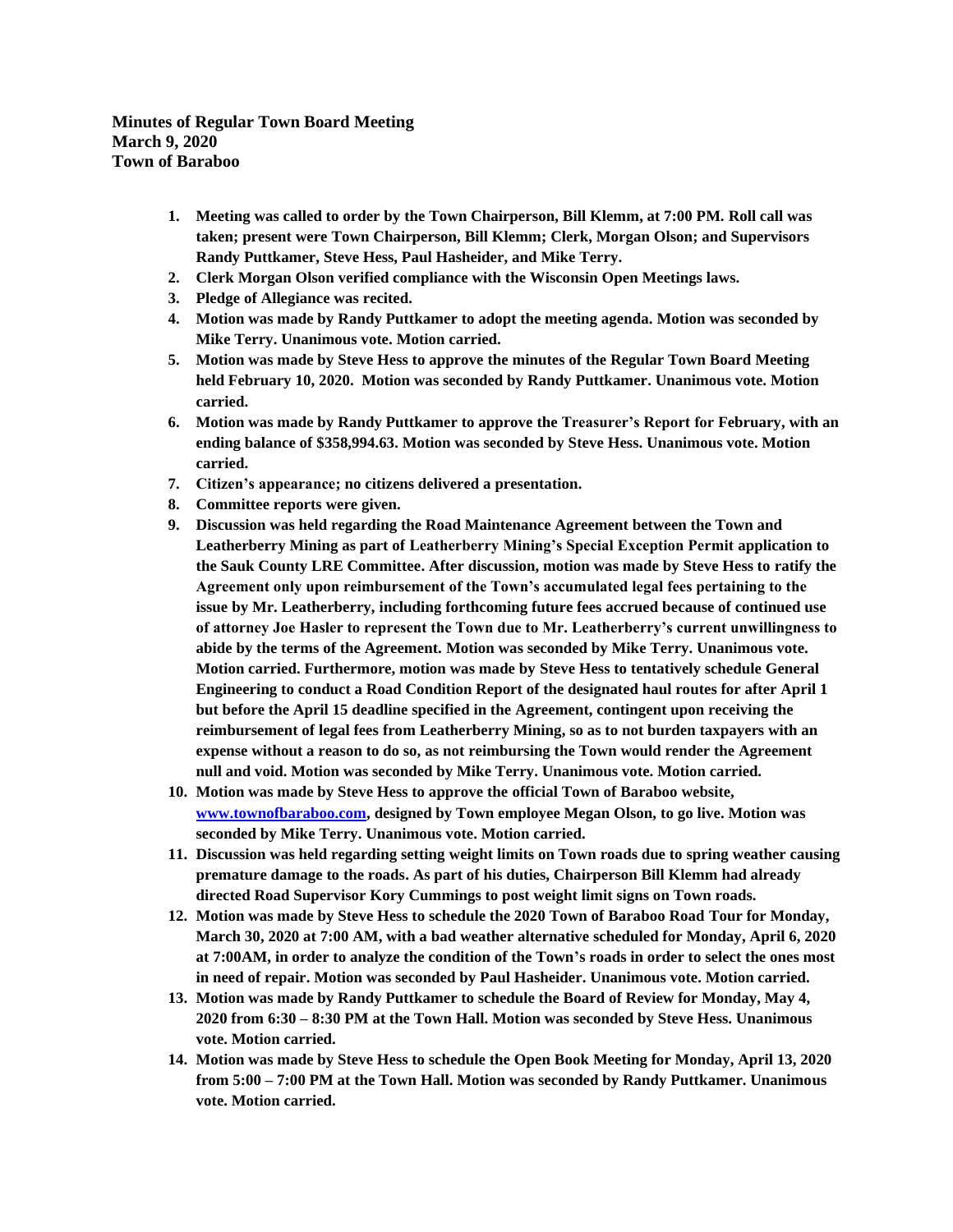**Minutes of Regular Town Board Meeting**
**March 9, 2020**
**Town of Baraboo**

1. **Meeting was called to order by the Town Chairperson, Bill Klemm, at 7:00 PM. Roll call was taken; present were Town Chairperson, Bill Klemm; Clerk, Morgan Olson; and Supervisors Randy Puttkamer, Steve Hess, Paul Hasheider, and Mike Terry.**
2. **Clerk Morgan Olson verified compliance with the Wisconsin Open Meetings laws.**
3. **Pledge of Allegiance was recited.**
4. **Motion was made by Randy Puttkamer to adopt the meeting agenda. Motion was seconded by Mike Terry. Unanimous vote. Motion carried.**
5. **Motion was made by Steve Hess to approve the minutes of the Regular Town Board Meeting held February 10, 2020. Motion was seconded by Randy Puttkamer. Unanimous vote. Motion carried.**
6. **Motion was made by Randy Puttkamer to approve the Treasurer's Report for February, with an ending balance of $358,994.63. Motion was seconded by Steve Hess. Unanimous vote. Motion carried.**
7. **Citizen's appearance; no citizens delivered a presentation.**
8. **Committee reports were given.**
9. **Discussion was held regarding the Road Maintenance Agreement between the Town and Leatherberry Mining as part of Leatherberry Mining's Special Exception Permit application to the Sauk County LRE Committee. After discussion, motion was made by Steve Hess to ratify the Agreement only upon reimbursement of the Town's accumulated legal fees pertaining to the issue by Mr. Leatherberry, including forthcoming future fees accrued because of continued use of attorney Joe Hasler to represent the Town due to Mr. Leatherberry's current unwillingness to abide by the terms of the Agreement. Motion was seconded by Mike Terry. Unanimous vote. Motion carried. Furthermore, motion was made by Steve Hess to tentatively schedule General Engineering to conduct a Road Condition Report of the designated haul routes for after April 1 but before the April 15 deadline specified in the Agreement, contingent upon receiving the reimbursement of legal fees from Leatherberry Mining, so as to not burden taxpayers with an expense without a reason to do so, as not reimbursing the Town would render the Agreement null and void. Motion was seconded by Mike Terry. Unanimous vote. Motion carried.**
10. **Motion was made by Steve Hess to approve the official Town of Baraboo website, [www.townofbaraboo.com](http://www.townofbaraboo.com), designed by Town employee Megan Olson, to go live. Motion was seconded by Mike Terry. Unanimous vote. Motion carried.**
11. **Discussion was held regarding setting weight limits on Town roads due to spring weather causing premature damage to the roads. As part of his duties, Chairperson Bill Klemm had already directed Road Supervisor Kory Cummings to post weight limit signs on Town roads.**
12. **Motion was made by Steve Hess to schedule the 2020 Town of Baraboo Road Tour for Monday, March 30, 2020 at 7:00 AM, with a bad weather alternative scheduled for Monday, April 6, 2020 at 7:00AM, in order to analyze the condition of the Town's roads in order to select the ones most in need of repair. Motion was seconded by Paul Hasheider. Unanimous vote. Motion carried.**
13. **Motion was made by Randy Puttkamer to schedule the Board of Review for Monday, May 4, 2020 from 6:30 – 8:30 PM at the Town Hall. Motion was seconded by Steve Hess. Unanimous vote. Motion carried.**
14. **Motion was made by Steve Hess to schedule the Open Book Meeting for Monday, April 13, 2020 from 5:00 – 7:00 PM at the Town Hall. Motion was seconded by Randy Puttkamer. Unanimous vote. Motion carried.**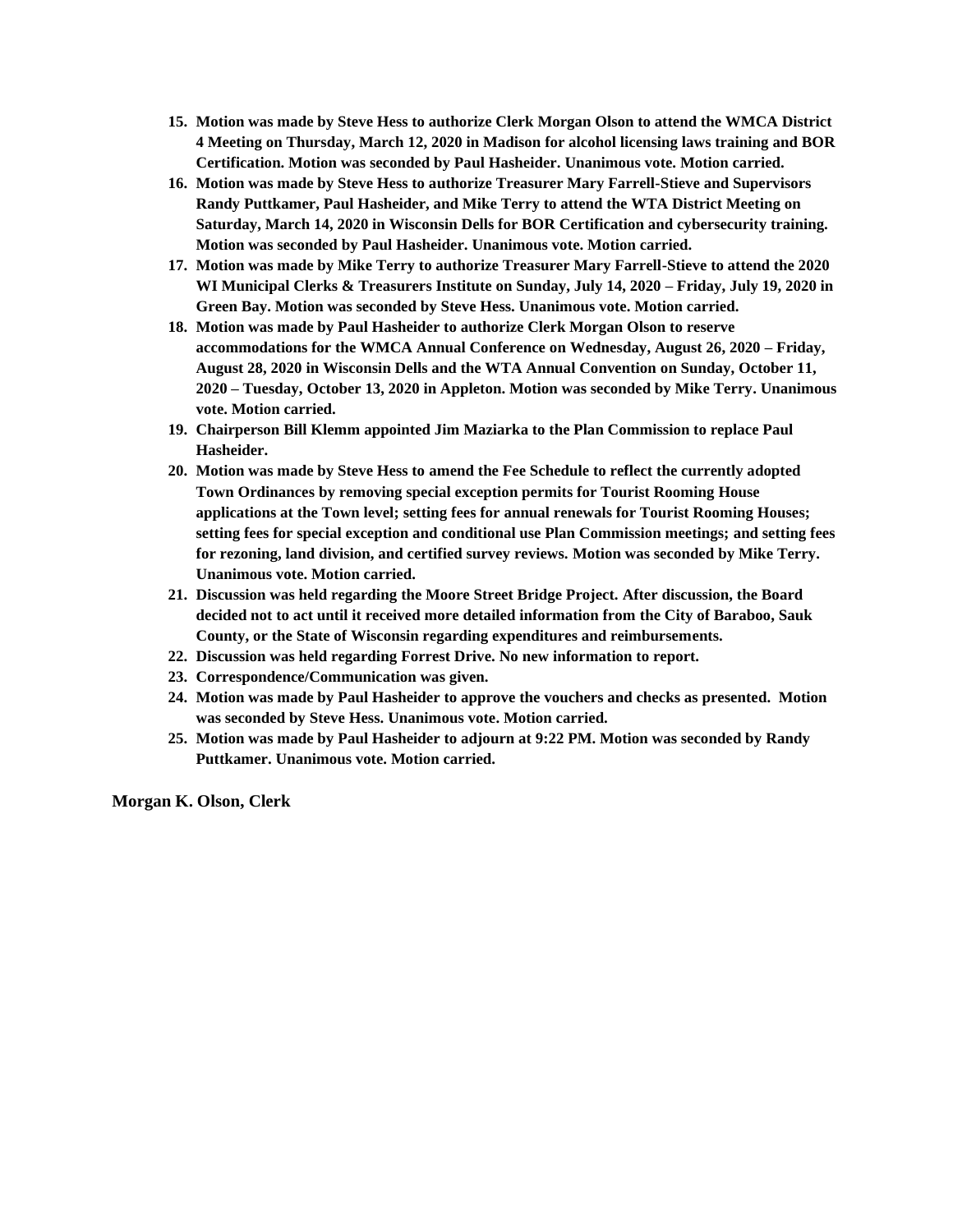15. **Motion was made by Steve Hess to authorize Clerk Morgan Olson to attend the WMCA District 4 Meeting on Thursday, March 12, 2020 in Madison for alcohol licensing laws training and BOR Certification. Motion was seconded by Paul Hasheider. Unanimous vote. Motion carried.**
16. **Motion was made by Steve Hess to authorize Treasurer Mary Farrell-Stieve and Supervisors Randy Puttkamer, Paul Hasheider, and Mike Terry to attend the WTA District Meeting on Saturday, March 14, 2020 in Wisconsin Dells for BOR Certification and cybersecurity training. Motion was seconded by Paul Hasheider. Unanimous vote. Motion carried.**
17. **Motion was made by Mike Terry to authorize Treasurer Mary Farrell-Stieve to attend the 2020 WI Municipal Clerks & Treasurers Institute on Sunday, July 14, 2020 – Friday, July 19, 2020 in Green Bay. Motion was seconded by Steve Hess. Unanimous vote. Motion carried.**
18. **Motion was made by Paul Hasheider to authorize Clerk Morgan Olson to reserve accommodations for the WMCA Annual Conference on Wednesday, August 26, 2020 – Friday, August 28, 2020 in Wisconsin Dells and the WTA Annual Convention on Sunday, October 11, 2020 – Tuesday, October 13, 2020 in Appleton. Motion was seconded by Mike Terry. Unanimous vote. Motion carried.**
19. **Chairperson Bill Klemm appointed Jim Maziarka to the Plan Commission to replace Paul Hasheider.**
20. **Motion was made by Steve Hess to amend the Fee Schedule to reflect the currently adopted Town Ordinances by removing special exception permits for Tourist Rooming House applications at the Town level; setting fees for annual renewals for Tourist Rooming Houses; setting fees for special exception and conditional use Plan Commission meetings; and setting fees for rezoning, land division, and certified survey reviews. Motion was seconded by Mike Terry. Unanimous vote. Motion carried.**
21. **Discussion was held regarding the Moore Street Bridge Project. After discussion, the Board decided not to act until it received more detailed information from the City of Baraboo, Sauk County, or the State of Wisconsin regarding expenditures and reimbursements.**
22. **Discussion was held regarding Forrest Drive. No new information to report.**
23. **Correspondence/Communication was given.**
24. **Motion was made by Paul Hasheider to approve the vouchers and checks as presented. Motion was seconded by Steve Hess. Unanimous vote. Motion carried.**
25. **Motion was made by Paul Hasheider to adjourn at 9:22 PM. Motion was seconded by Randy Puttkamer. Unanimous vote. Motion carried.**

**Morgan K. Olson, Clerk**